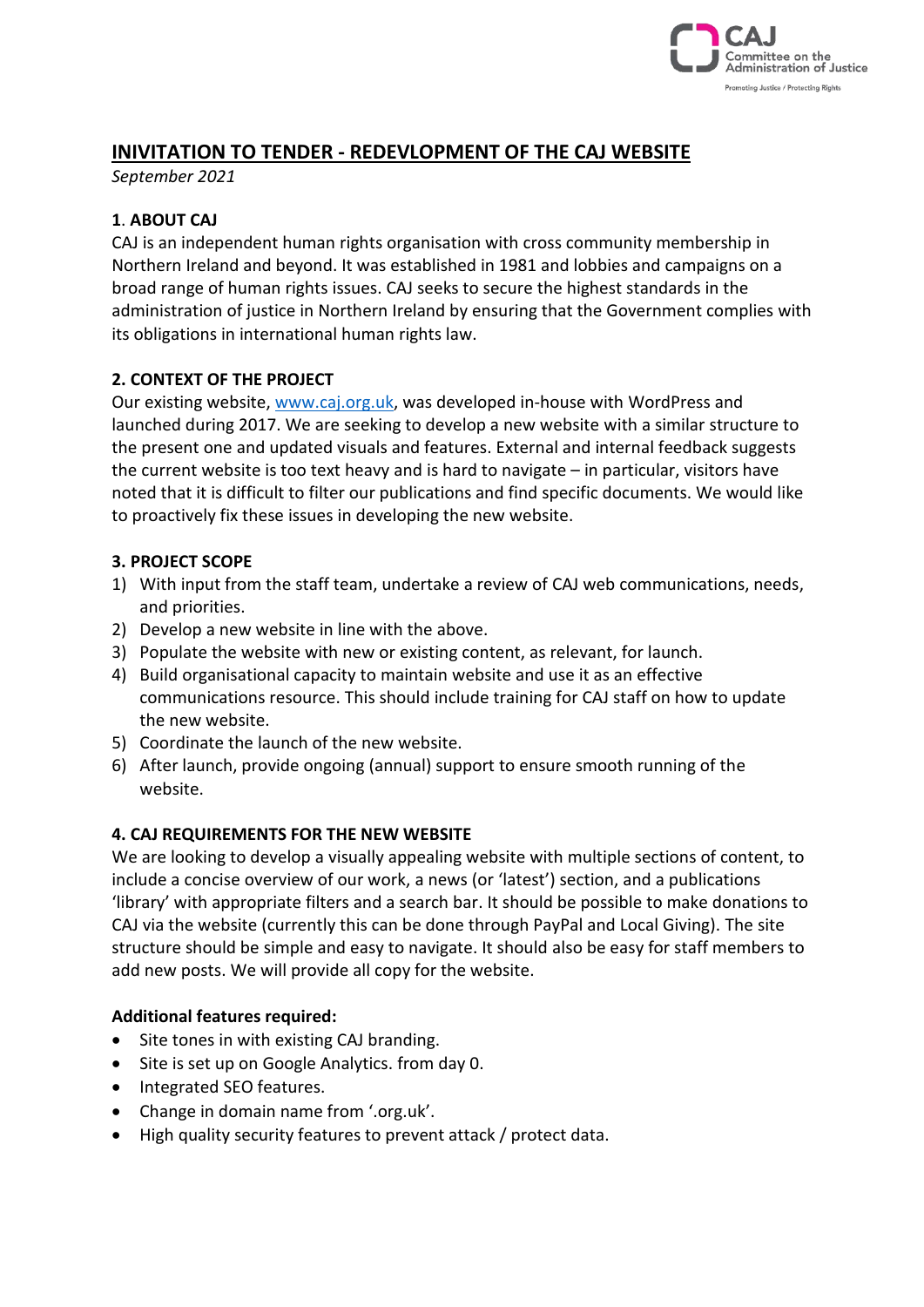# INIVITATION TO TENDER - REDEVLOPMENT OF THE CAJ WEBSITE

*September 2021*

## 1. ABOUT CAJ

CAJ is an independent human rights organisation with cross community membership in Northern Ireland and beyond. It was established in 1981 and lobbies and campaigns on a broad range of human rights issues. CAJ seeks to secure the highest standards in the administration of justice in Northern Ireland by ensuring that the Government complies with its obligations in international human rights law.

## 2. CONTEXT OF THE PROJECT

Our existing website, www.caj.org.uk, was developed in-house with WordPress and launched during 2017. We are seeking to develop a new website with a similar structure to the present one and updated visuals and features. External and internal feedback suggests the current website is too text heavy and is hard to navigate – in particular, visitors have noted that it is difficult to filter our publications and find specific documents. We would like to proactively fix these issues in developing the new website.

## 3. PROJECT SCOPE

1) With input from the staff team, undertake a review of CAJ web communications, needs, and priorities.
2) Develop a new website in line with the above.
3) Populate the website with new or existing content, as relevant, for launch.
4) Build organisational capacity to maintain website and use it as an effective communications resource. This should include training for CAJ staff on how to update the new website.
5) Coordinate the launch of the new website.
6) After launch, provide ongoing (annual) support to ensure smooth running of the website.

## 4. CAJ REQUIREMENTS FOR THE NEW WEBSITE

We are looking to develop a visually appealing website with multiple sections of content, to include a concise overview of our work, a news (or 'latest') section, and a publications 'library' with appropriate filters and a search bar. It should be possible to make donations to CAJ via the website (currently this can be done through PayPal and Local Giving). The site structure should be simple and easy to navigate. It should also be easy for staff members to add new posts. We will provide all copy for the website.

**Additional features required:**

- Site tones in with existing CAJ branding.
- Site is set up on Google Analytics. from day 0.
- Integrated SEO features.
- Change in domain name from '.org.uk'.
- High quality security features to prevent attack / protect data.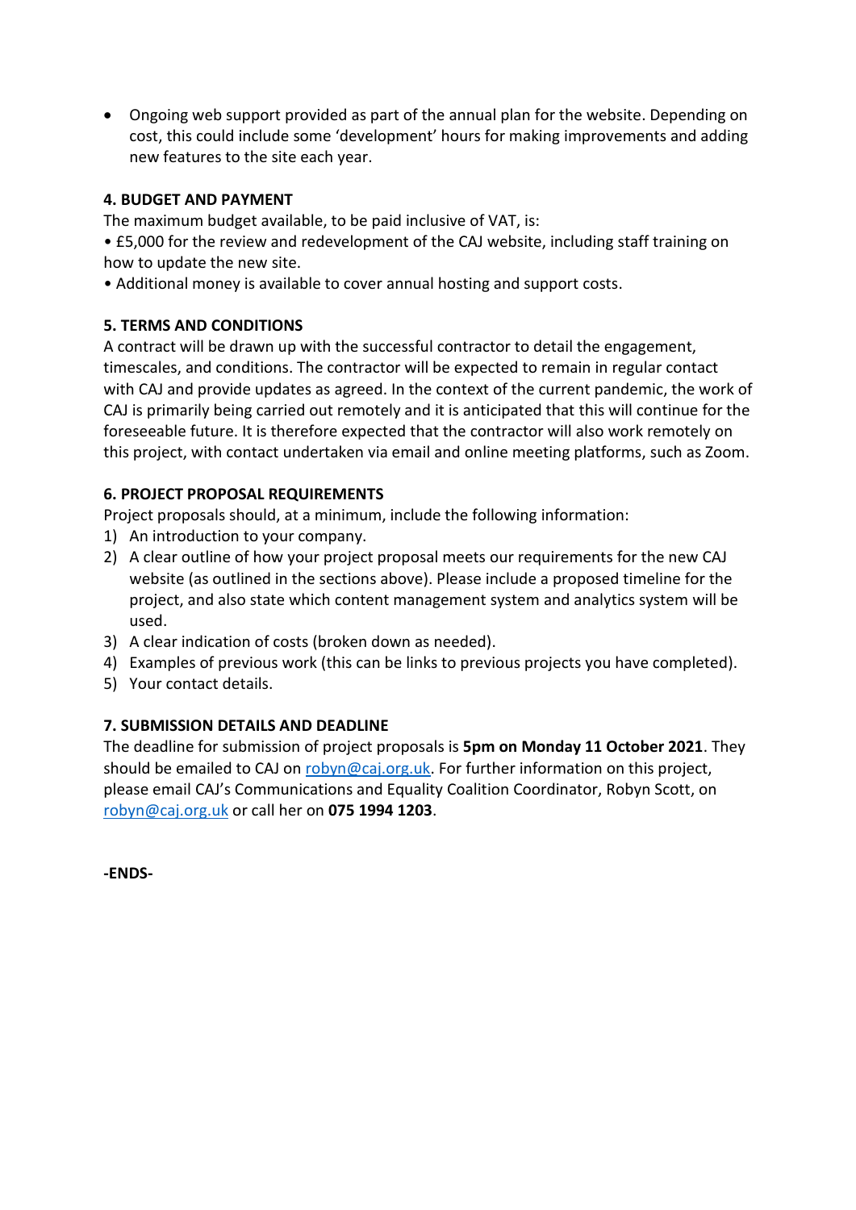- Ongoing web support provided as part of the annual plan for the website. Depending on cost, this could include some 'development' hours for making improvements and adding new features to the site each year.

**4. BUDGET AND PAYMENT**

The maximum budget available, to be paid inclusive of VAT, is:

• £5,000 for the review and redevelopment of the CAJ website, including staff training on how to update the new site.

• Additional money is available to cover annual hosting and support costs.

**5. TERMS AND CONDITIONS**

A contract will be drawn up with the successful contractor to detail the engagement, timescales, and conditions. The contractor will be expected to remain in regular contact with CAJ and provide updates as agreed. In the context of the current pandemic, the work of CAJ is primarily being carried out remotely and it is anticipated that this will continue for the foreseeable future. It is therefore expected that the contractor will also work remotely on this project, with contact undertaken via email and online meeting platforms, such as Zoom.

**6. PROJECT PROPOSAL REQUIREMENTS**

Project proposals should, at a minimum, include the following information:

1) An introduction to your company.
2) A clear outline of how your project proposal meets our requirements for the new CAJ website (as outlined in the sections above). Please include a proposed timeline for the project, and also state which content management system and analytics system will be used.
3) A clear indication of costs (broken down as needed).
4) Examples of previous work (this can be links to previous projects you have completed).
5) Your contact details.

**7. SUBMISSION DETAILS AND DEADLINE**

The deadline for submission of project proposals is **5pm on Monday 11 October 2021**. They should be emailed to CAJ on robyn@caj.org.uk. For further information on this project, please email CAJ's Communications and Equality Coalition Coordinator, Robyn Scott, on robyn@caj.org.uk or call her on **075 1994 1203**.

**-ENDS-**